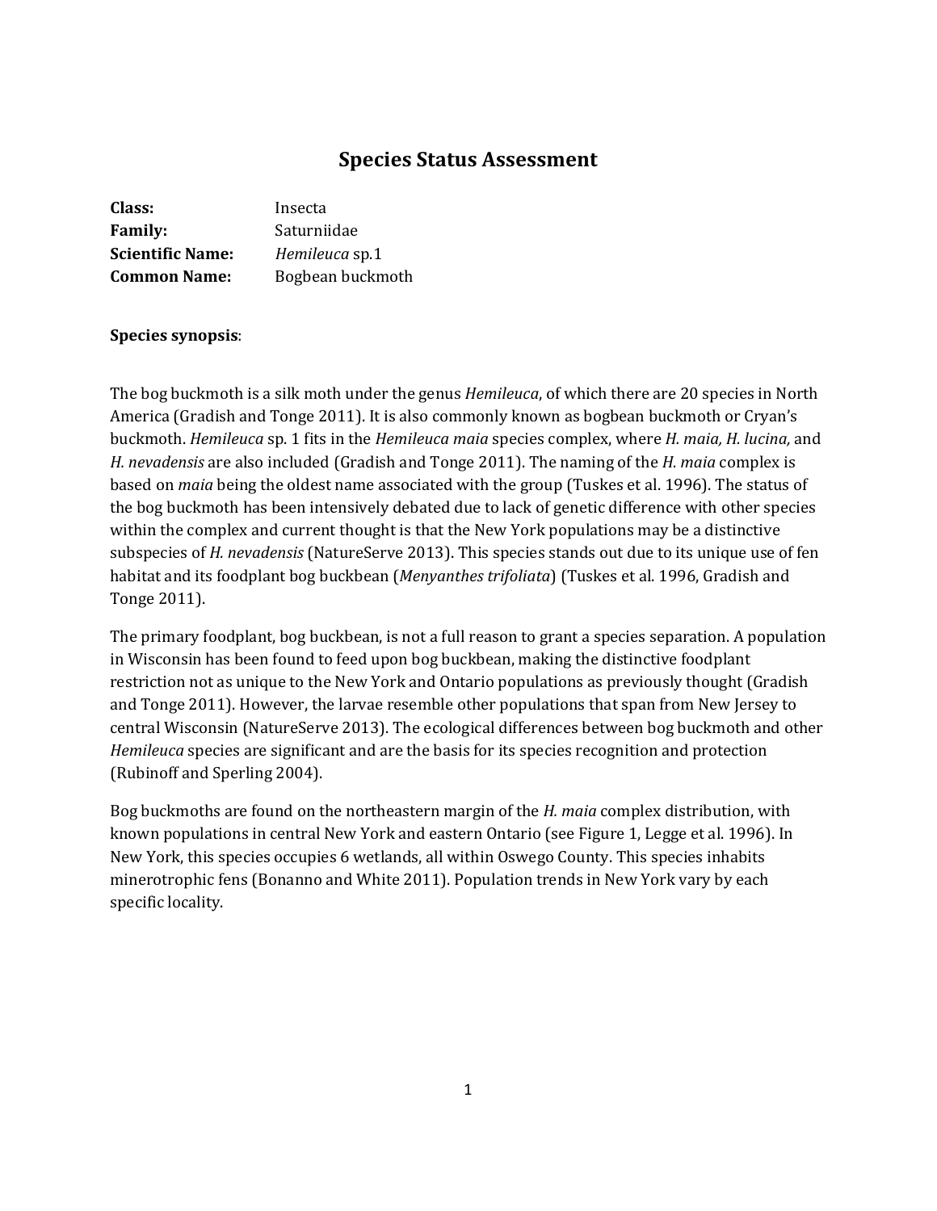# Species Status Assessment

**Class:** Insecta
**Family:** Saturniidae
**Scientific Name:** *Hemileuca* sp.1
**Common Name:** Bogbean buckmoth

**Species synopsis**:

The bog buckmoth is a silk moth under the genus *Hemileuca*, of which there are 20 species in North America (Gradish and Tonge 2011). It is also commonly known as bogbean buckmoth or Cryan's buckmoth. *Hemileuca* sp. 1 fits in the *Hemileuca maia* species complex, where *H. maia, H. lucina,* and *H. nevadensis* are also included (Gradish and Tonge 2011). The naming of the *H. maia* complex is based on *maia* being the oldest name associated with the group (Tuskes et al. 1996). The status of the bog buckmoth has been intensively debated due to lack of genetic difference with other species within the complex and current thought is that the New York populations may be a distinctive subspecies of *H. nevadensis* (NatureServe 2013). This species stands out due to its unique use of fen habitat and its foodplant bog buckbean (*Menyanthes trifoliata*) (Tuskes et al. 1996, Gradish and Tonge 2011).

The primary foodplant, bog buckbean, is not a full reason to grant a species separation. A population in Wisconsin has been found to feed upon bog buckbean, making the distinctive foodplant restriction not as unique to the New York and Ontario populations as previously thought (Gradish and Tonge 2011). However, the larvae resemble other populations that span from New Jersey to central Wisconsin (NatureServe 2013). The ecological differences between bog buckmoth and other *Hemileuca* species are significant and are the basis for its species recognition and protection (Rubinoff and Sperling 2004).

Bog buckmoths are found on the northeastern margin of the *H. maia* complex distribution, with known populations in central New York and eastern Ontario (see Figure 1, Legge et al. 1996). In New York, this species occupies 6 wetlands, all within Oswego County. This species inhabits minerotrophic fens (Bonanno and White 2011). Population trends in New York vary by each specific locality.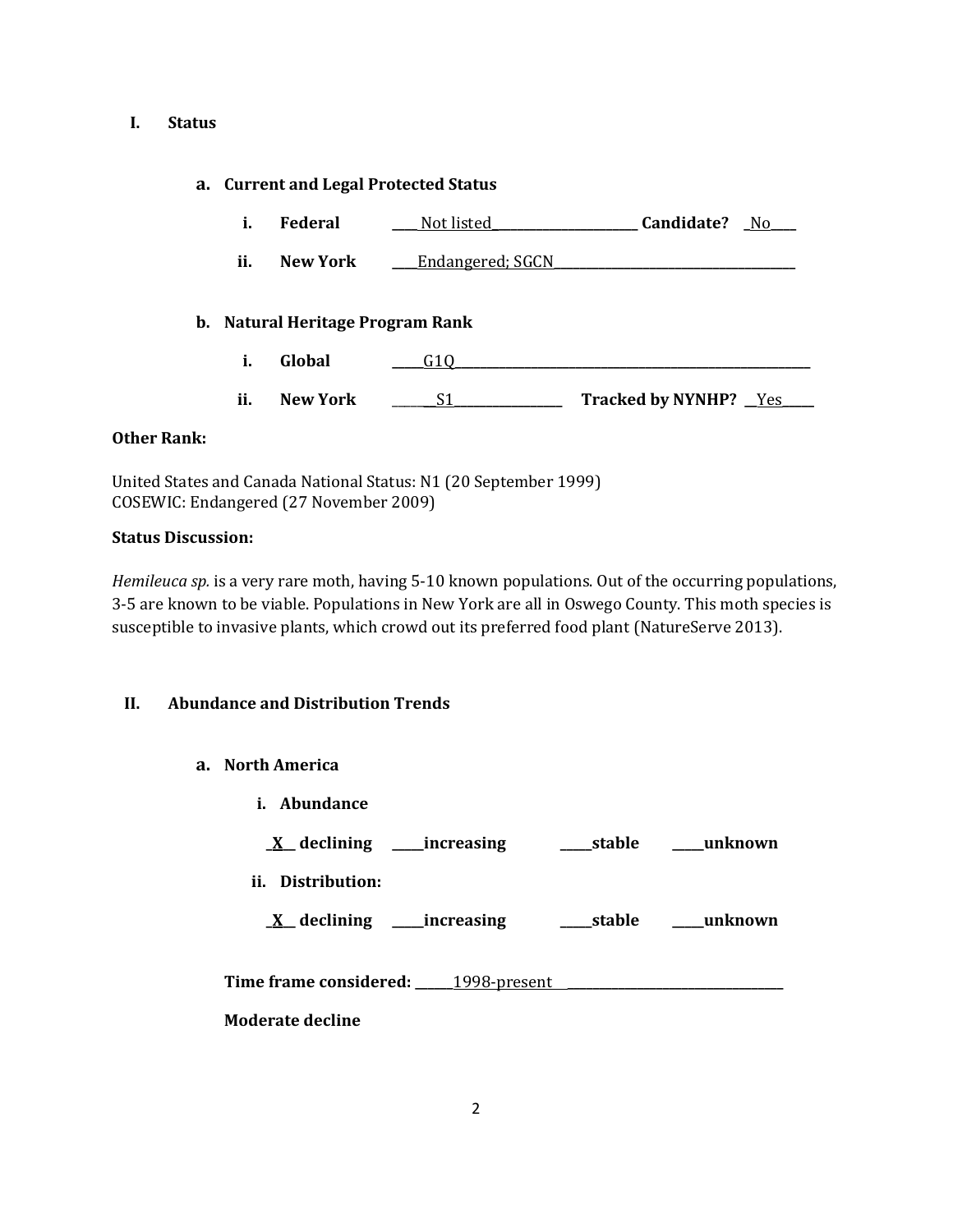## I. Status

### a. Current and Legal Protected Status

i. **Federal** ____Not listed____________________ **Candidate?** _No____

ii. **New York** ____Endangered; SGCN________________________________

### b. Natural Heritage Program Rank

i. **Global** _____G1Q__________________________________________________

ii. **New York** ______S1_______________ **Tracked by NYNHP?** __Yes_____

**Other Rank:**

United States and Canada National Status: N1 (20 September 1999)
COSEWIC: Endangered (27 November 2009)

**Status Discussion:**

*Hemileuca sp.* is a very rare moth, having 5-10 known populations. Out of the occurring populations, 3-5 are known to be viable. Populations in New York are all in Oswego County. This moth species is susceptible to invasive plants, which crowd out its preferred food plant (NatureServe 2013).

## II. Abundance and Distribution Trends

### a. North America

i. **Abundance**

_X__ **declining** ____**increasing** ____**stable** ____**unknown**

ii. **Distribution:**

_X__ **declining** ____**increasing** ____**stable** ____**unknown**

**Time frame considered:** ______1998-present _______________________________

**Moderate decline**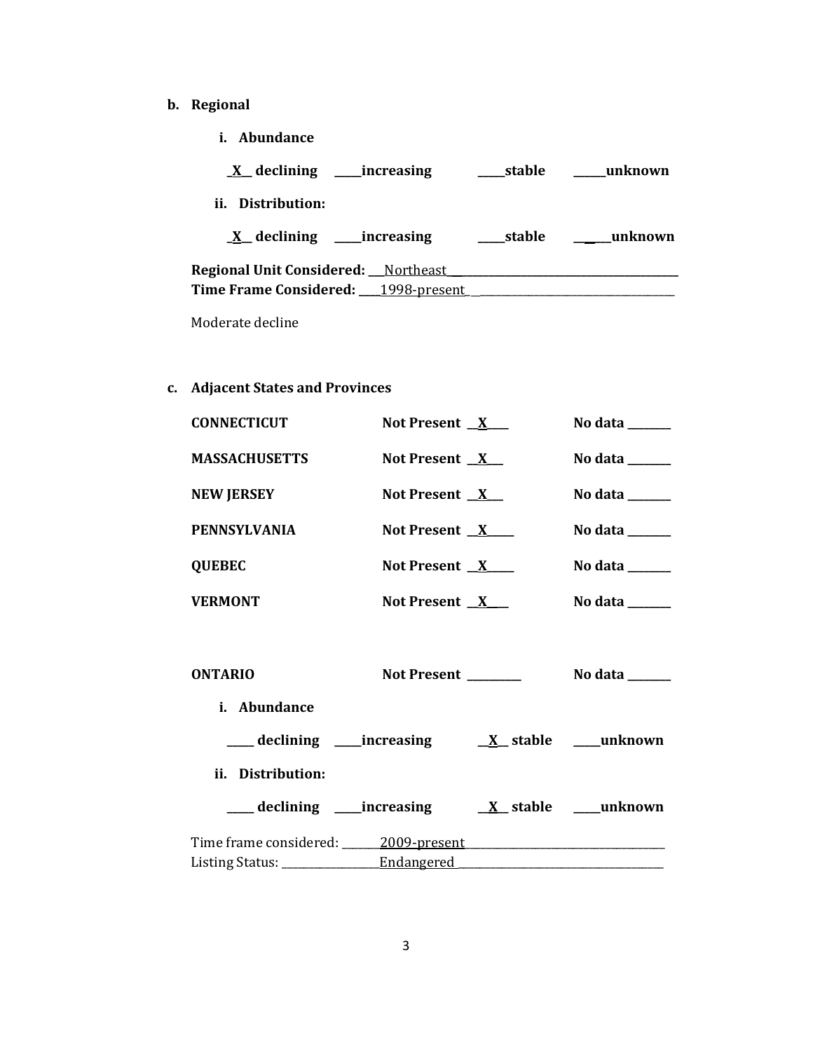**b. Regional**

**i. Abundance**

**_X_ declining ____increasing ____stable _____unknown**

**ii. Distribution:**

**_X_ declining ____increasing ____stable _____unknown**

**Regional Unit Considered:** Northeast
**Time Frame Considered:** 1998-present

Moderate decline

**c. Adjacent States and Provinces**

| | | |
|---|---|---|
| **CONNECTICUT** | **Not Present** _X_ | **No data** ____ |
| **MASSACHUSETTS** | **Not Present** _X_ | **No data** ____ |
| **NEW JERSEY** | **Not Present** _X_ | **No data** ____ |
| **PENNSYLVANIA** | **Not Present** _X_ | **No data** ____ |
| **QUEBEC** | **Not Present** _X_ | **No data** ____ |
| **VERMONT** | **Not Present** _X_ | **No data** ____ |

**ONTARIO** **Not Present** ____ **No data** ____

**i. Abundance**

**____ declining ____increasing _X_ stable ____unknown**

**ii. Distribution:**

**____ declining ____increasing _X_ stable ____unknown**

Time frame considered: 2009-present
Listing Status: Endangered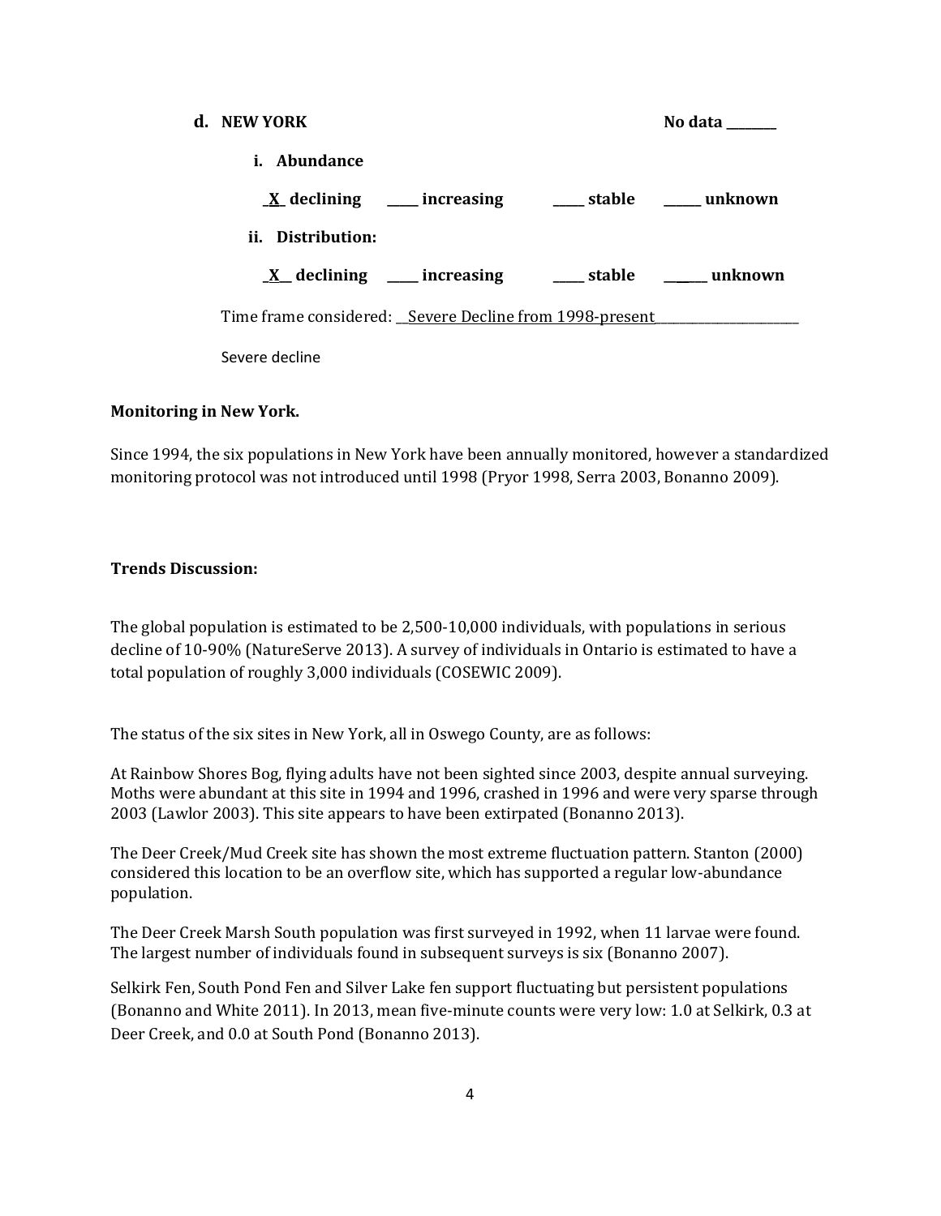**d. NEW YORK** **No data ________**

**i. Abundance**

**_X_ declining _____ increasing _____ stable ______ unknown**

**ii. Distribution:**

**_X__ declining _____ increasing _____ stable ______ unknown**

Time frame considered: __Severe Decline from 1998-present______________________

Severe decline

**Monitoring in New York.**

Since 1994, the six populations in New York have been annually monitored, however a standardized monitoring protocol was not introduced until 1998 (Pryor 1998, Serra 2003, Bonanno 2009).

**Trends Discussion:**

The global population is estimated to be 2,500-10,000 individuals, with populations in serious decline of 10-90% (NatureServe 2013). A survey of individuals in Ontario is estimated to have a total population of roughly 3,000 individuals (COSEWIC 2009).

The status of the six sites in New York, all in Oswego County, are as follows:

At Rainbow Shores Bog, flying adults have not been sighted since 2003, despite annual surveying. Moths were abundant at this site in 1994 and 1996, crashed in 1996 and were very sparse through 2003 (Lawlor 2003). This site appears to have been extirpated (Bonanno 2013).

The Deer Creek/Mud Creek site has shown the most extreme fluctuation pattern. Stanton (2000) considered this location to be an overflow site, which has supported a regular low-abundance population.

The Deer Creek Marsh South population was first surveyed in 1992, when 11 larvae were found. The largest number of individuals found in subsequent surveys is six (Bonanno 2007).

Selkirk Fen, South Pond Fen and Silver Lake fen support fluctuating but persistent populations (Bonanno and White 2011). In 2013, mean five-minute counts were very low: 1.0 at Selkirk, 0.3 at Deer Creek, and 0.0 at South Pond (Bonanno 2013).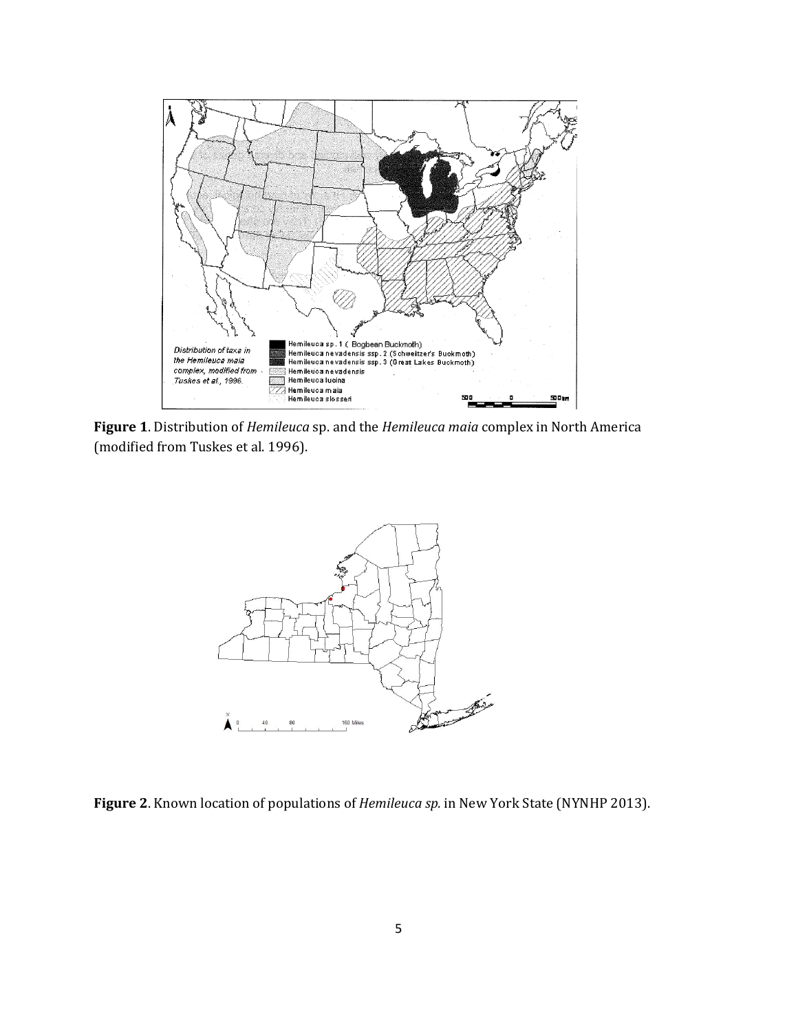**Figure 1**. Distribution of *Hemileuca* sp. and the *Hemileuca maia* complex in North America (modified from Tuskes et al. 1996).

**Figure 2**. Known location of populations of *Hemileuca sp.* in New York State (NYNHP 2013).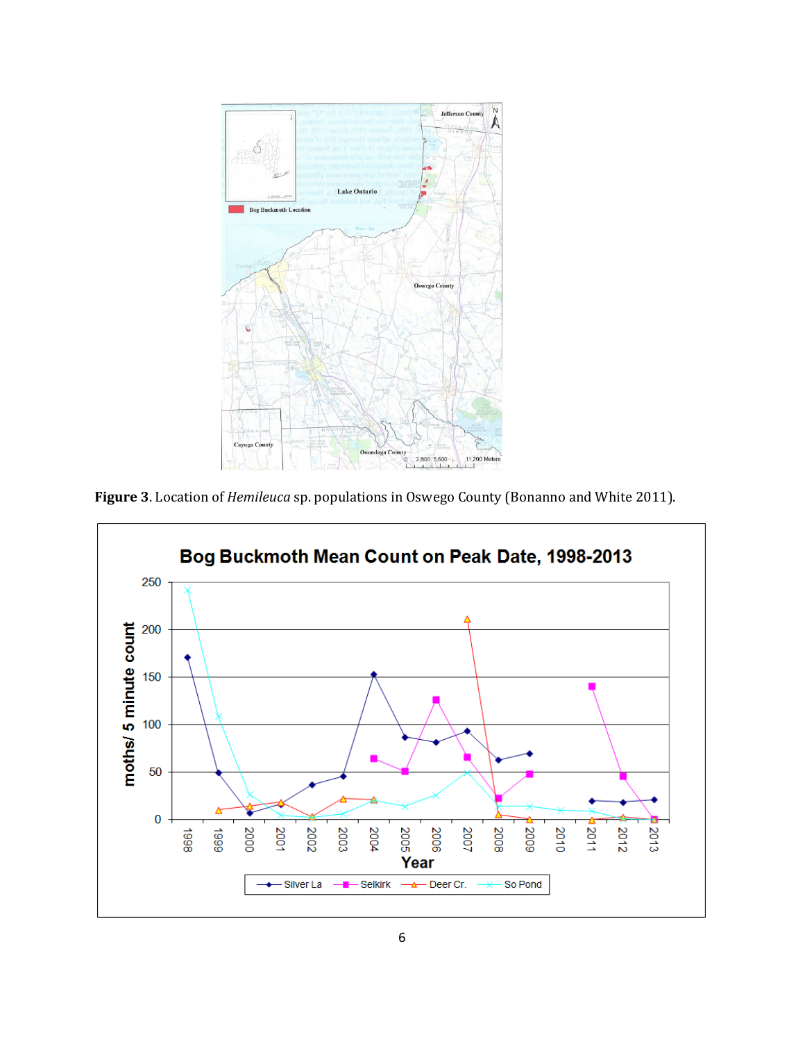**Figure 3**. Location of *Hemileuca* sp. populations in Oswego County (Bonanno and White 2011).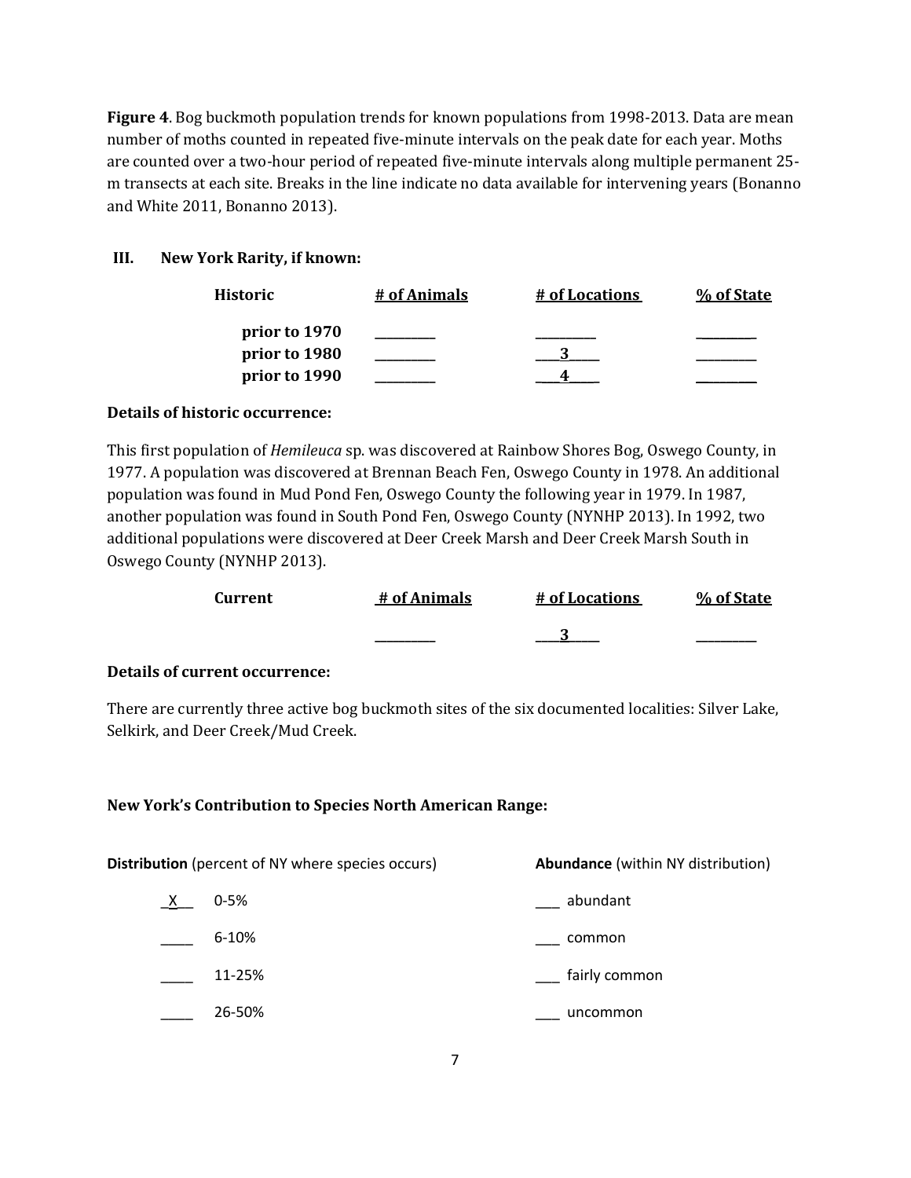**Figure 4**. Bog buckmoth population trends for known populations from 1998-2013. Data are mean number of moths counted in repeated five-minute intervals on the peak date for each year. Moths are counted over a two-hour period of repeated five-minute intervals along multiple permanent 25-m transects at each site. Breaks in the line indicate no data available for intervening years (Bonanno and White 2011, Bonanno 2013).

### III. New York Rarity, if known:

| Historic | # of Animals | # of Locations | % of State |
|---|---|---|---|
| prior to 1970 | _________ | _________ | _________ |
| prior to 1980 | _________ | 3 | _________ |
| prior to 1990 | _________ | 4 | _________ |

**Details of historic occurrence:**

This first population of *Hemileuca* sp. was discovered at Rainbow Shores Bog, Oswego County, in 1977. A population was discovered at Brennan Beach Fen, Oswego County in 1978. An additional population was found in Mud Pond Fen, Oswego County the following year in 1979. In 1987, another population was found in South Pond Fen, Oswego County (NYNHP 2013). In 1992, two additional populations were discovered at Deer Creek Marsh and Deer Creek Marsh South in Oswego County (NYNHP 2013).

| Current | # of Animals | # of Locations | % of State |
|---|---|---|---|
| | _________ | 3 | _________ |

**Details of current occurrence:**

There are currently three active bog buckmoth sites of the six documented localities: Silver Lake, Selkirk, and Deer Creek/Mud Creek.

**New York's Contribution to Species North American Range:**

| **Distribution** (percent of NY where species occurs) | **Abundance** (within NY distribution) |
|---|---|
| _X__ 0-5% | ___ abundant |
| ____ 6-10% | ___ common |
| ____ 11-25% | ___ fairly common |
| ____ 26-50% | ___ uncommon |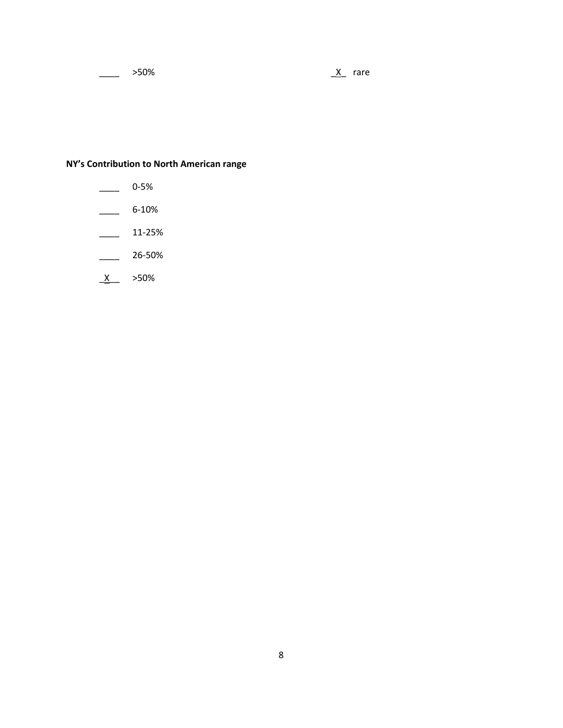____ >50% _X_ rare

**NY's Contribution to North American range**

____ 0-5%

____ 6-10%

____ 11-25%

____ 26-50%

_X__ >50%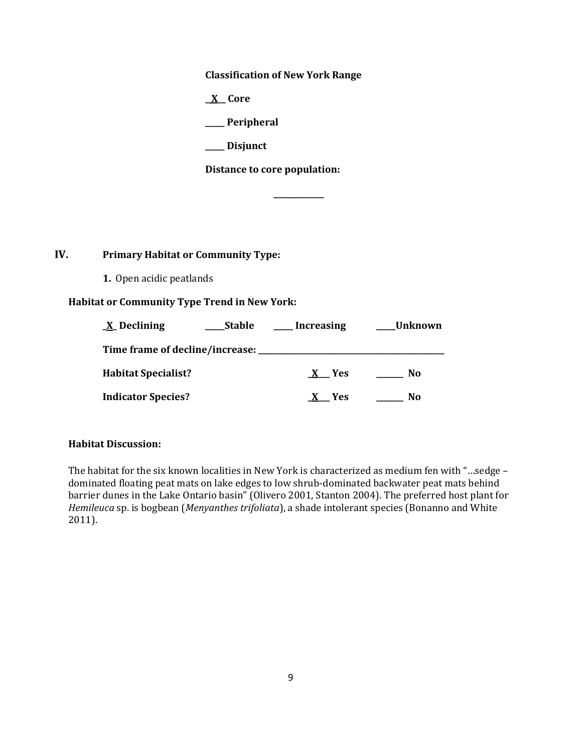**Classification of New York Range**

**\_X\_\_ Core**

**\_\_\_\_\_ Peripheral**

**\_\_\_\_\_ Disjunct**

**Distance to core population:**

\_\_\_\_\_\_\_\_\_\_\_\_\_

## IV. Primary Habitat or Community Type:

**1.** Open acidic peatlands

**Habitat or Community Type Trend in New York:**

**\_X\_ Declining** **\_\_\_\_\_Stable** **\_\_\_\_\_ Increasing** **\_\_\_\_\_Unknown**

**Time frame of decline/increase: \_\_\_\_\_\_\_\_\_\_\_\_\_\_\_\_\_\_\_\_\_\_\_\_\_\_\_\_\_\_\_\_\_\_\_\_\_\_\_\_\_\_\_\_\_\_\_\_**

**Habitat Specialist?** **\_X\_\_\_ Yes** **\_\_\_\_\_\_\_ No**

**Indicator Species?** **\_X\_\_\_ Yes** **\_\_\_\_\_\_\_ No**

**Habitat Discussion:**

The habitat for the six known localities in New York is characterized as medium fen with "…sedge – dominated floating peat mats on lake edges to low shrub-dominated backwater peat mats behind barrier dunes in the Lake Ontario basin" (Olivero 2001, Stanton 2004). The preferred host plant for *Hemileuca* sp. is bogbean (*Menyanthes trifoliata*), a shade intolerant species (Bonanno and White 2011).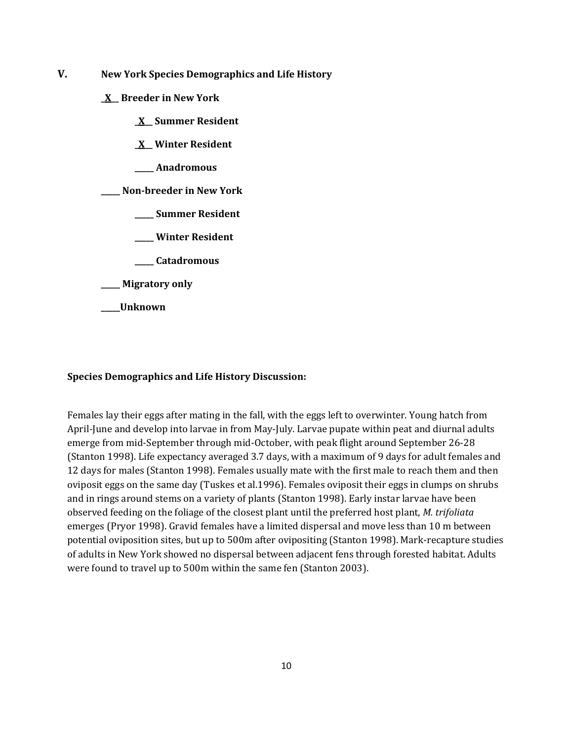## V. New York Species Demographics and Life History

**\_X\_\_ Breeder in New York**

**\_X\_\_ Summer Resident**

**\_X\_\_ Winter Resident**

**\_\_\_\_\_ Anadromous**

**\_\_\_\_\_ Non-breeder in New York**

**\_\_\_\_\_ Summer Resident**

**\_\_\_\_\_ Winter Resident**

**\_\_\_\_\_ Catadromous**

**\_\_\_\_\_ Migratory only**

**\_\_\_\_\_Unknown**

**Species Demographics and Life History Discussion:**

Females lay their eggs after mating in the fall, with the eggs left to overwinter. Young hatch from April-June and develop into larvae in from May-July. Larvae pupate within peat and diurnal adults emerge from mid-September through mid-October, with peak flight around September 26-28 (Stanton 1998). Life expectancy averaged 3.7 days, with a maximum of 9 days for adult females and 12 days for males (Stanton 1998). Females usually mate with the first male to reach them and then oviposit eggs on the same day (Tuskes et al.1996). Females oviposit their eggs in clumps on shrubs and in rings around stems on a variety of plants (Stanton 1998). Early instar larvae have been observed feeding on the foliage of the closest plant until the preferred host plant, *M. trifoliata* emerges (Pryor 1998). Gravid females have a limited dispersal and move less than 10 m between potential oviposition sites, but up to 500m after ovipositing (Stanton 1998). Mark-recapture studies of adults in New York showed no dispersal between adjacent fens through forested habitat. Adults were found to travel up to 500m within the same fen (Stanton 2003).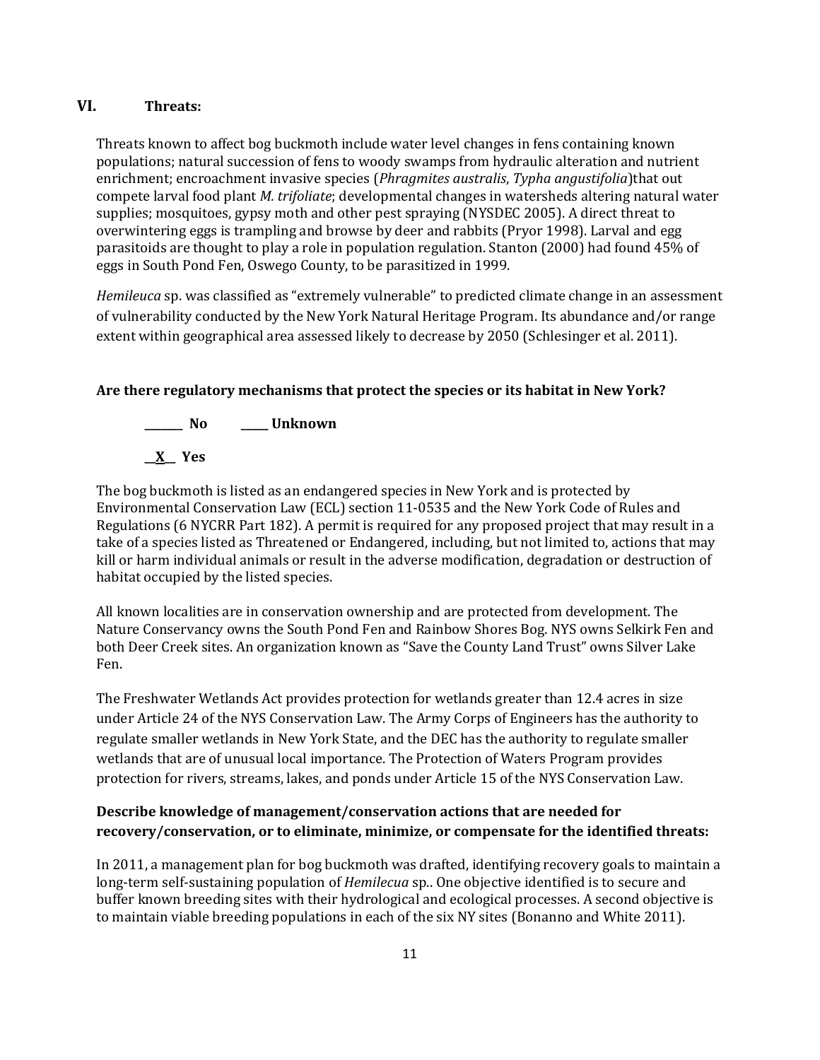## VI. Threats:

Threats known to affect bog buckmoth include water level changes in fens containing known populations; natural succession of fens to woody swamps from hydraulic alteration and nutrient enrichment; encroachment invasive species (*Phragmites australis*, *Typha angustifolia*)that out compete larval food plant *M. trifoliate*; developmental changes in watersheds altering natural water supplies; mosquitoes, gypsy moth and other pest spraying (NYSDEC 2005). A direct threat to overwintering eggs is trampling and browse by deer and rabbits (Pryor 1998). Larval and egg parasitoids are thought to play a role in population regulation. Stanton (2000) had found 45% of eggs in South Pond Fen, Oswego County, to be parasitized in 1999.

*Hemileuca* sp. was classified as "extremely vulnerable" to predicted climate change in an assessment of vulnerability conducted by the New York Natural Heritage Program. Its abundance and/or range extent within geographical area assessed likely to decrease by 2050 (Schlesinger et al. 2011).

**Are there regulatory mechanisms that protect the species or its habitat in New York?**

**_______ No** **_____ Unknown**

**__X__ Yes**

The bog buckmoth is listed as an endangered species in New York and is protected by Environmental Conservation Law (ECL) section 11-0535 and the New York Code of Rules and Regulations (6 NYCRR Part 182). A permit is required for any proposed project that may result in a take of a species listed as Threatened or Endangered, including, but not limited to, actions that may kill or harm individual animals or result in the adverse modification, degradation or destruction of habitat occupied by the listed species.

All known localities are in conservation ownership and are protected from development. The Nature Conservancy owns the South Pond Fen and Rainbow Shores Bog. NYS owns Selkirk Fen and both Deer Creek sites. An organization known as "Save the County Land Trust" owns Silver Lake Fen.

The Freshwater Wetlands Act provides protection for wetlands greater than 12.4 acres in size under Article 24 of the NYS Conservation Law. The Army Corps of Engineers has the authority to regulate smaller wetlands in New York State, and the DEC has the authority to regulate smaller wetlands that are of unusual local importance. The Protection of Waters Program provides protection for rivers, streams, lakes, and ponds under Article 15 of the NYS Conservation Law.

**Describe knowledge of management/conservation actions that are needed for recovery/conservation, or to eliminate, minimize, or compensate for the identified threats:**

In 2011, a management plan for bog buckmoth was drafted, identifying recovery goals to maintain a long-term self-sustaining population of *Hemilecua* sp.. One objective identified is to secure and buffer known breeding sites with their hydrological and ecological processes. A second objective is to maintain viable breeding populations in each of the six NY sites (Bonanno and White 2011).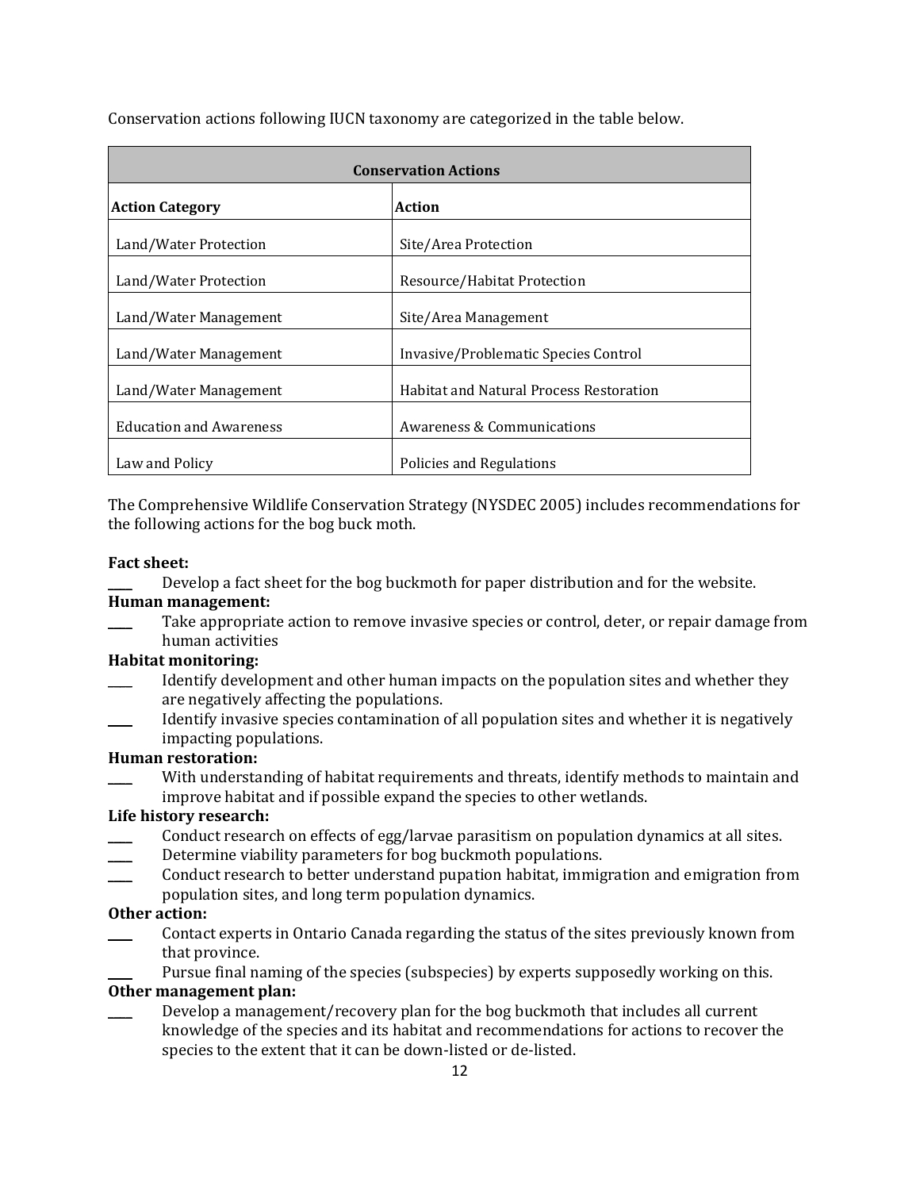Conservation actions following IUCN taxonomy are categorized in the table below.

| Conservation Actions | |
|---|---|
| **Action Category** | **Action** |
| Land/Water Protection | Site/Area Protection |
| Land/Water Protection | Resource/Habitat Protection |
| Land/Water Management | Site/Area Management |
| Land/Water Management | Invasive/Problematic Species Control |
| Land/Water Management | Habitat and Natural Process Restoration |
| Education and Awareness | Awareness & Communications |
| Law and Policy | Policies and Regulations |

The Comprehensive Wildlife Conservation Strategy (NYSDEC 2005) includes recommendations for the following actions for the bog buck moth.

**Fact sheet:**

____ Develop a fact sheet for the bog buckmoth for paper distribution and for the website.

**Human management:**

____ Take appropriate action to remove invasive species or control, deter, or repair damage from human activities

**Habitat monitoring:**

____ Identify development and other human impacts on the population sites and whether they are negatively affecting the populations.

____ Identify invasive species contamination of all population sites and whether it is negatively impacting populations.

**Human restoration:**

____ With understanding of habitat requirements and threats, identify methods to maintain and improve habitat and if possible expand the species to other wetlands.

**Life history research:**

____ Conduct research on effects of egg/larvae parasitism on population dynamics at all sites.

____ Determine viability parameters for bog buckmoth populations.

____ Conduct research to better understand pupation habitat, immigration and emigration from population sites, and long term population dynamics.

**Other action:**

____ Contact experts in Ontario Canada regarding the status of the sites previously known from that province.

____ Pursue final naming of the species (subspecies) by experts supposedly working on this.

**Other management plan:**

____ Develop a management/recovery plan for the bog buckmoth that includes all current knowledge of the species and its habitat and recommendations for actions to recover the species to the extent that it can be down-listed or de-listed.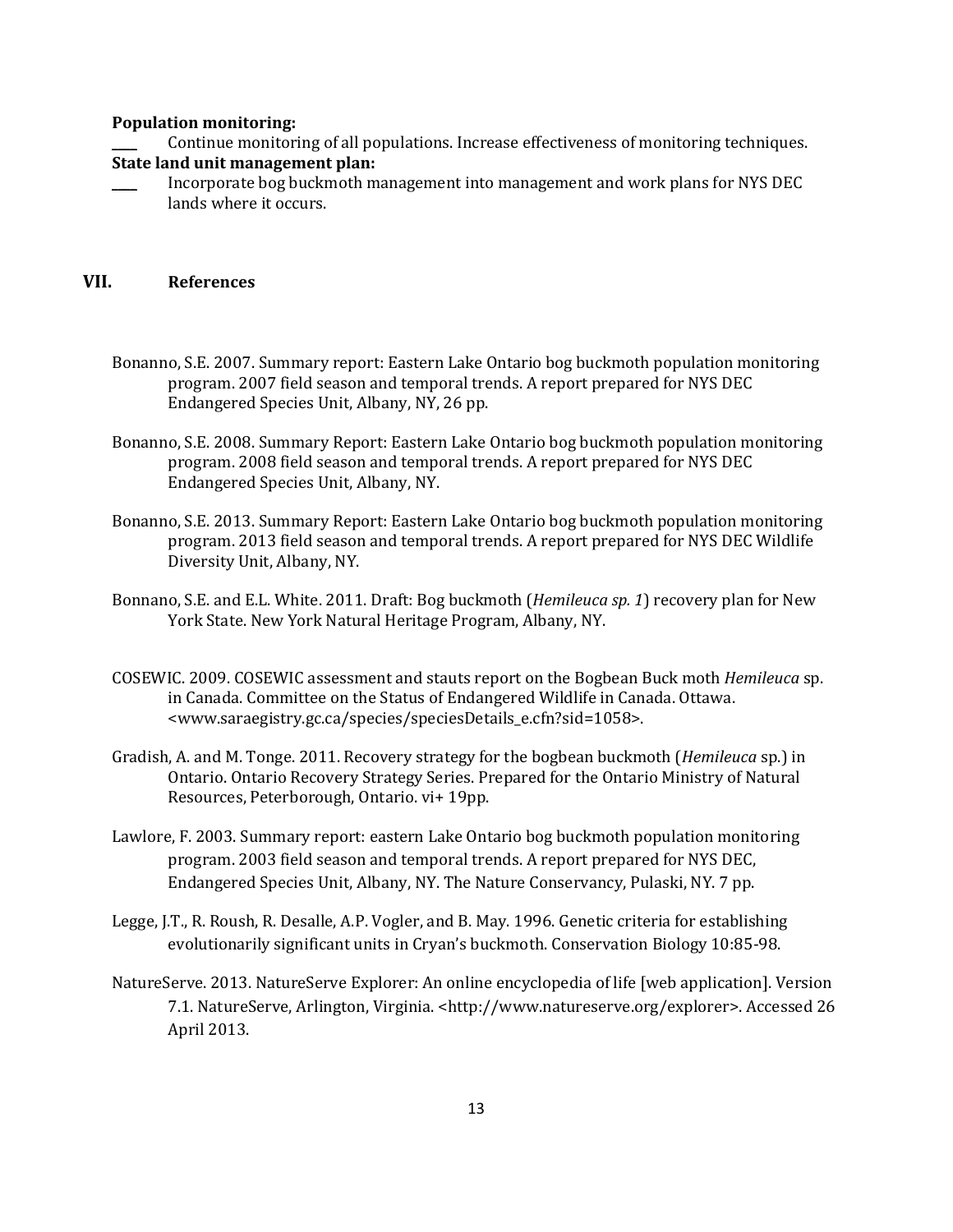**Population monitoring:**

____ Continue monitoring of all populations. Increase effectiveness of monitoring techniques.

**State land unit management plan:**

____ Incorporate bog buckmoth management into management and work plans for NYS DEC lands where it occurs.

## VII. References

Bonanno, S.E. 2007. Summary report: Eastern Lake Ontario bog buckmoth population monitoring program. 2007 field season and temporal trends. A report prepared for NYS DEC Endangered Species Unit, Albany, NY, 26 pp.

Bonanno, S.E. 2008. Summary Report: Eastern Lake Ontario bog buckmoth population monitoring program. 2008 field season and temporal trends. A report prepared for NYS DEC Endangered Species Unit, Albany, NY.

Bonanno, S.E. 2013. Summary Report: Eastern Lake Ontario bog buckmoth population monitoring program. 2013 field season and temporal trends. A report prepared for NYS DEC Wildlife Diversity Unit, Albany, NY.

Bonnano, S.E. and E.L. White. 2011. Draft: Bog buckmoth (*Hemileuca sp. 1*) recovery plan for New York State. New York Natural Heritage Program, Albany, NY.

COSEWIC. 2009. COSEWIC assessment and stauts report on the Bogbean Buck moth *Hemileuca* sp. in Canada. Committee on the Status of Endangered Wildlife in Canada. Ottawa. <www.saraegistry.gc.ca/species/speciesDetails_e.cfn?sid=1058>.

Gradish, A. and M. Tonge. 2011. Recovery strategy for the bogbean buckmoth (*Hemileuca* sp.) in Ontario. Ontario Recovery Strategy Series. Prepared for the Ontario Ministry of Natural Resources, Peterborough, Ontario. vi+ 19pp.

Lawlore, F. 2003. Summary report: eastern Lake Ontario bog buckmoth population monitoring program. 2003 field season and temporal trends. A report prepared for NYS DEC, Endangered Species Unit, Albany, NY. The Nature Conservancy, Pulaski, NY. 7 pp.

Legge, J.T., R. Roush, R. Desalle, A.P. Vogler, and B. May. 1996. Genetic criteria for establishing evolutionarily significant units in Cryan's buckmoth. Conservation Biology 10:85-98.

NatureServe. 2013. NatureServe Explorer: An online encyclopedia of life [web application]. Version 7.1. NatureServe, Arlington, Virginia. <http://www.natureserve.org/explorer>. Accessed 26 April 2013.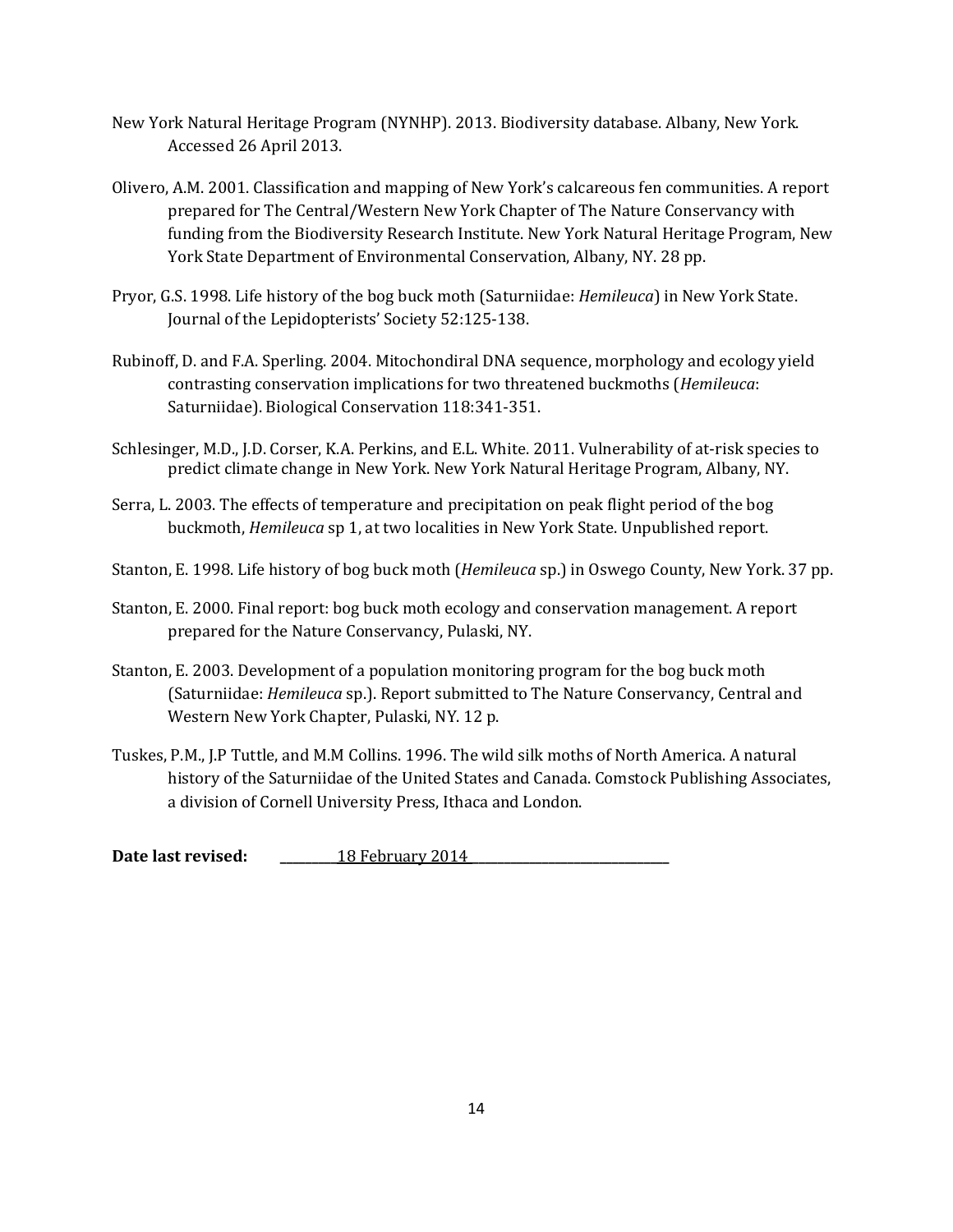New York Natural Heritage Program (NYNHP). 2013. Biodiversity database. Albany, New York. Accessed 26 April 2013.

Olivero, A.M. 2001. Classification and mapping of New York's calcareous fen communities. A report prepared for The Central/Western New York Chapter of The Nature Conservancy with funding from the Biodiversity Research Institute. New York Natural Heritage Program, New York State Department of Environmental Conservation, Albany, NY. 28 pp.

Pryor, G.S. 1998. Life history of the bog buck moth (Saturniidae: *Hemileuca*) in New York State. Journal of the Lepidopterists' Society 52:125-138.

Rubinoff, D. and F.A. Sperling. 2004. Mitochondiral DNA sequence, morphology and ecology yield contrasting conservation implications for two threatened buckmoths (*Hemileuca*: Saturniidae). Biological Conservation 118:341-351.

Schlesinger, M.D., J.D. Corser, K.A. Perkins, and E.L. White. 2011. Vulnerability of at-risk species to predict climate change in New York. New York Natural Heritage Program, Albany, NY.

Serra, L. 2003. The effects of temperature and precipitation on peak flight period of the bog buckmoth, *Hemileuca* sp 1, at two localities in New York State. Unpublished report.

Stanton, E. 1998. Life history of bog buck moth (*Hemileuca* sp.) in Oswego County, New York. 37 pp.

Stanton, E. 2000. Final report: bog buck moth ecology and conservation management. A report prepared for the Nature Conservancy, Pulaski, NY.

Stanton, E. 2003. Development of a population monitoring program for the bog buck moth (Saturniidae: *Hemileuca* sp.). Report submitted to The Nature Conservancy, Central and Western New York Chapter, Pulaski, NY. 12 p.

Tuskes, P.M., J.P Tuttle, and M.M Collins. 1996. The wild silk moths of North America. A natural history of the Saturniidae of the United States and Canada. Comstock Publishing Associates, a division of Cornell University Press, Ithaca and London.

**Date last revised:** 18 February 2014